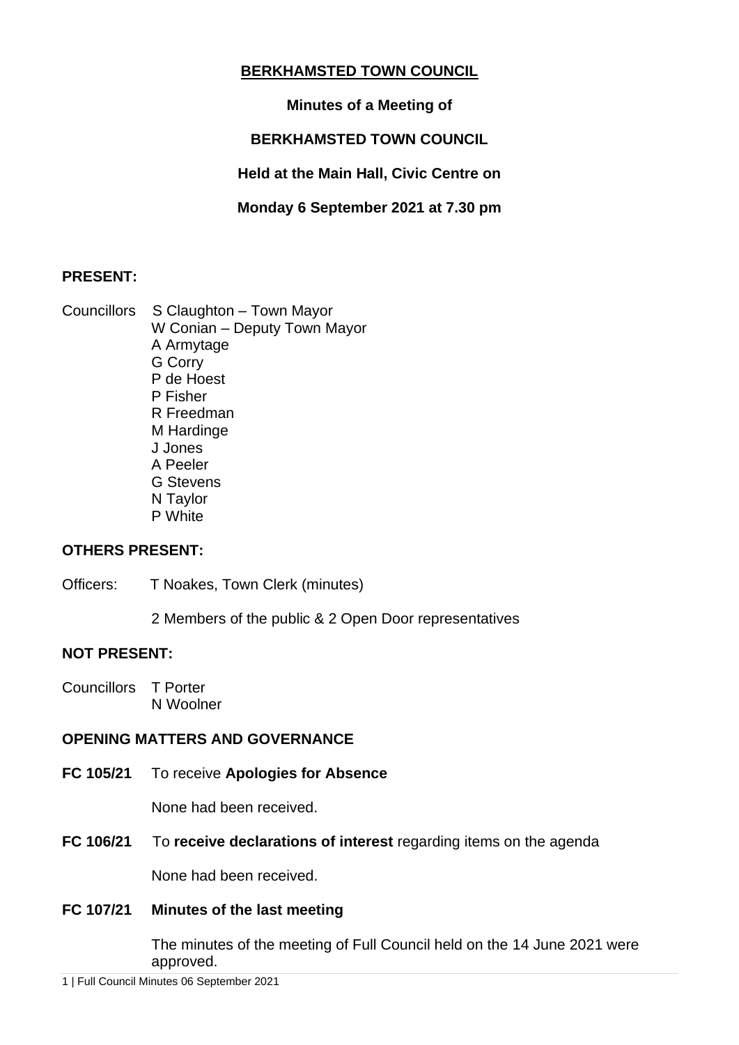# BERKHAMSTED TOWN COUNCIL

**Minutes of a Meeting of**

**BERKHAMSTED TOWN COUNCIL**

**Held at the Main Hall, Civic Centre on**

**Monday 6 September 2021 at 7.30 pm**

## PRESENT:

Councillors S Claughton – Town Mayor
W Conian – Deputy Town Mayor
A Armytage
G Corry
P de Hoest
P Fisher
R Freedman
M Hardinge
J Jones
A Peeler
G Stevens
N Taylor
P White

## OTHERS PRESENT:

Officers: T Noakes, Town Clerk (minutes)

2 Members of the public & 2 Open Door representatives

## NOT PRESENT:

Councillors T Porter
N Woolner

## OPENING MATTERS AND GOVERNANCE

**FC 105/21** To receive **Apologies for Absence**

None had been received.

**FC 106/21** To **receive declarations of interest** regarding items on the agenda

None had been received.

**FC 107/21 Minutes of the last meeting**

The minutes of the meeting of Full Council held on the 14 June 2021 were approved.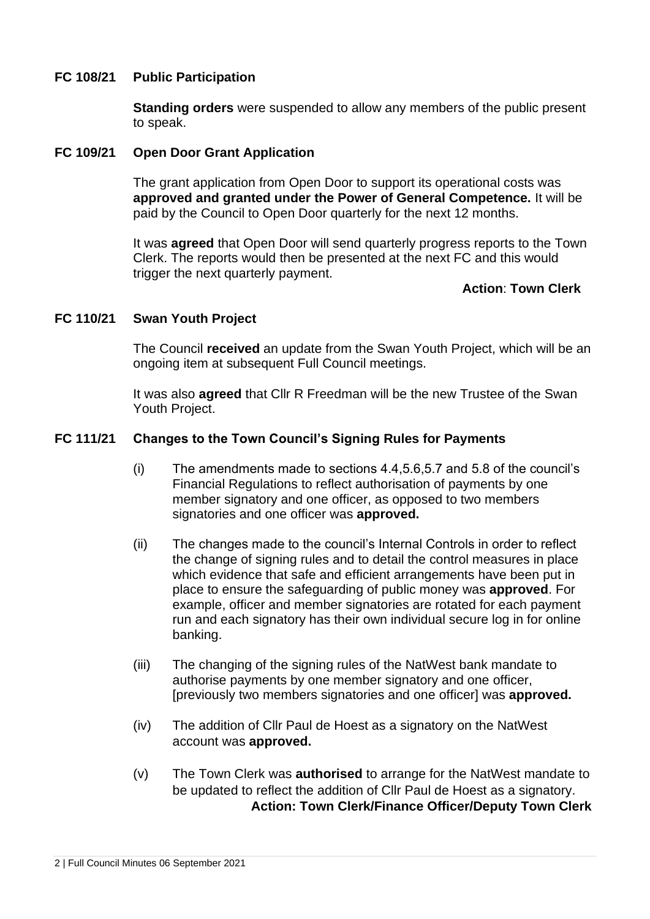### FC 108/21 Public Participation

**Standing orders** were suspended to allow any members of the public present to speak.

### FC 109/21 Open Door Grant Application

The grant application from Open Door to support its operational costs was **approved and granted under the Power of General Competence.** It will be paid by the Council to Open Door quarterly for the next 12 months.

It was **agreed** that Open Door will send quarterly progress reports to the Town Clerk. The reports would then be presented at the next FC and this would trigger the next quarterly payment.

**Action**: **Town Clerk**

### FC 110/21 Swan Youth Project

The Council **received** an update from the Swan Youth Project, which will be an ongoing item at subsequent Full Council meetings.

It was also **agreed** that Cllr R Freedman will be the new Trustee of the Swan Youth Project.

### FC 111/21 Changes to the Town Council's Signing Rules for Payments

(i) The amendments made to sections 4.4,5.6,5.7 and 5.8 of the council's Financial Regulations to reflect authorisation of payments by one member signatory and one officer, as opposed to two members signatories and one officer was **approved.**

(ii) The changes made to the council's Internal Controls in order to reflect the change of signing rules and to detail the control measures in place which evidence that safe and efficient arrangements have been put in place to ensure the safeguarding of public money was **approved**. For example, officer and member signatories are rotated for each payment run and each signatory has their own individual secure log in for online banking.

(iii) The changing of the signing rules of the NatWest bank mandate to authorise payments by one member signatory and one officer, [previously two members signatories and one officer] was **approved.**

(iv) The addition of Cllr Paul de Hoest as a signatory on the NatWest account was **approved.**

(v) The Town Clerk was **authorised** to arrange for the NatWest mandate to be updated to reflect the addition of Cllr Paul de Hoest as a signatory.

**Action: Town Clerk/Finance Officer/Deputy Town Clerk**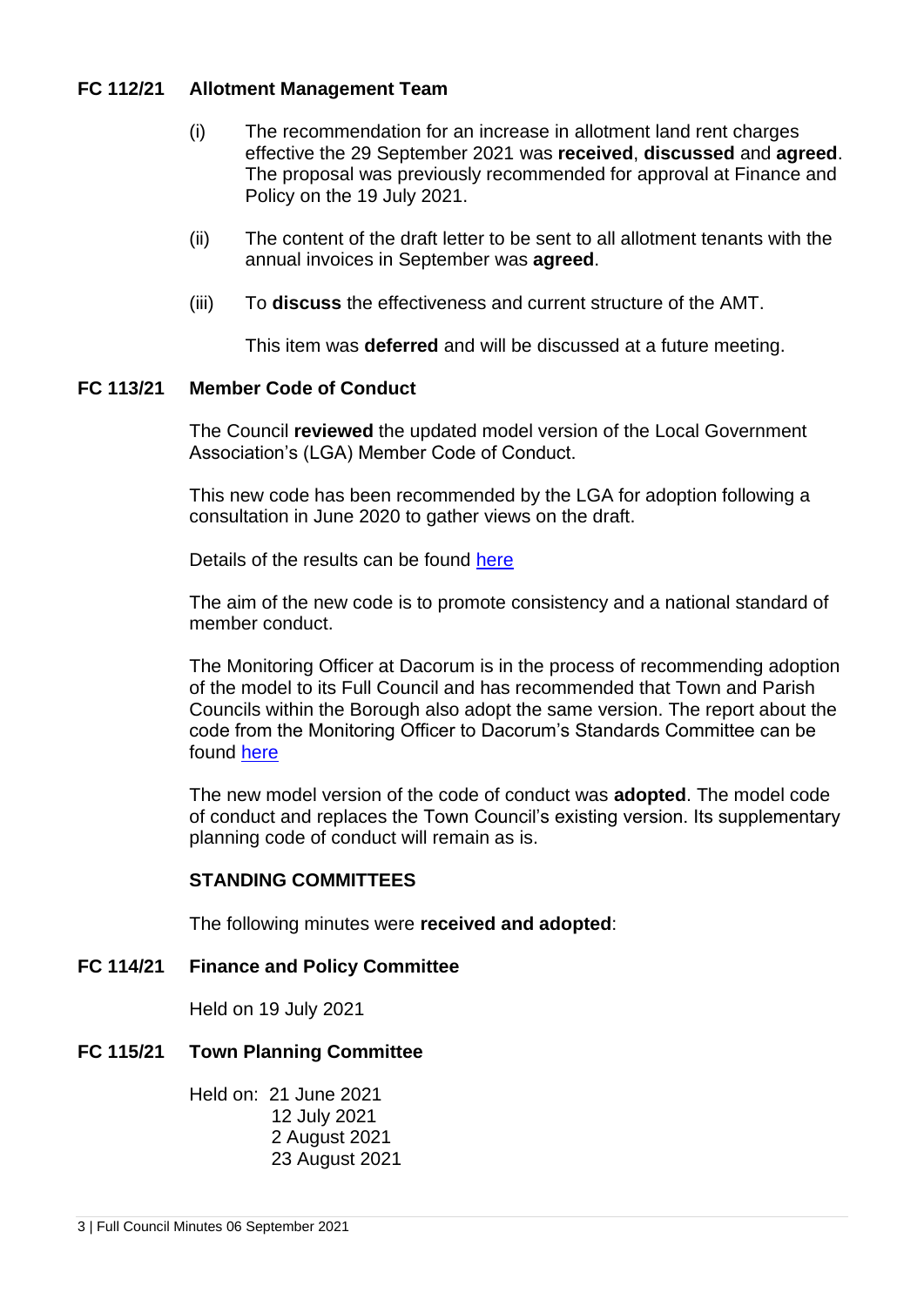## FC 112/21 Allotment Management Team

(i) The recommendation for an increase in allotment land rent charges effective the 29 September 2021 was **received**, **discussed** and **agreed**. The proposal was previously recommended for approval at Finance and Policy on the 19 July 2021.

(ii) The content of the draft letter to be sent to all allotment tenants with the annual invoices in September was **agreed**.

(iii) To **discuss** the effectiveness and current structure of the AMT.

This item was **deferred** and will be discussed at a future meeting.

## FC 113/21 Member Code of Conduct

The Council **reviewed** the updated model version of the Local Government Association's (LGA) Member Code of Conduct.

This new code has been recommended by the LGA for adoption following a consultation in June 2020 to gather views on the draft.

Details of the results can be found here

The aim of the new code is to promote consistency and a national standard of member conduct.

The Monitoring Officer at Dacorum is in the process of recommending adoption of the model to its Full Council and has recommended that Town and Parish Councils within the Borough also adopt the same version. The report about the code from the Monitoring Officer to Dacorum's Standards Committee can be found here

The new model version of the code of conduct was **adopted**. The model code of conduct and replaces the Town Council's existing version. Its supplementary planning code of conduct will remain as is.

### STANDING COMMITTEES

The following minutes were **received and adopted**:

## FC 114/21 Finance and Policy Committee

Held on 19 July 2021

## FC 115/21 Town Planning Committee

Held on: 21 June 2021
12 July 2021
2 August 2021
23 August 2021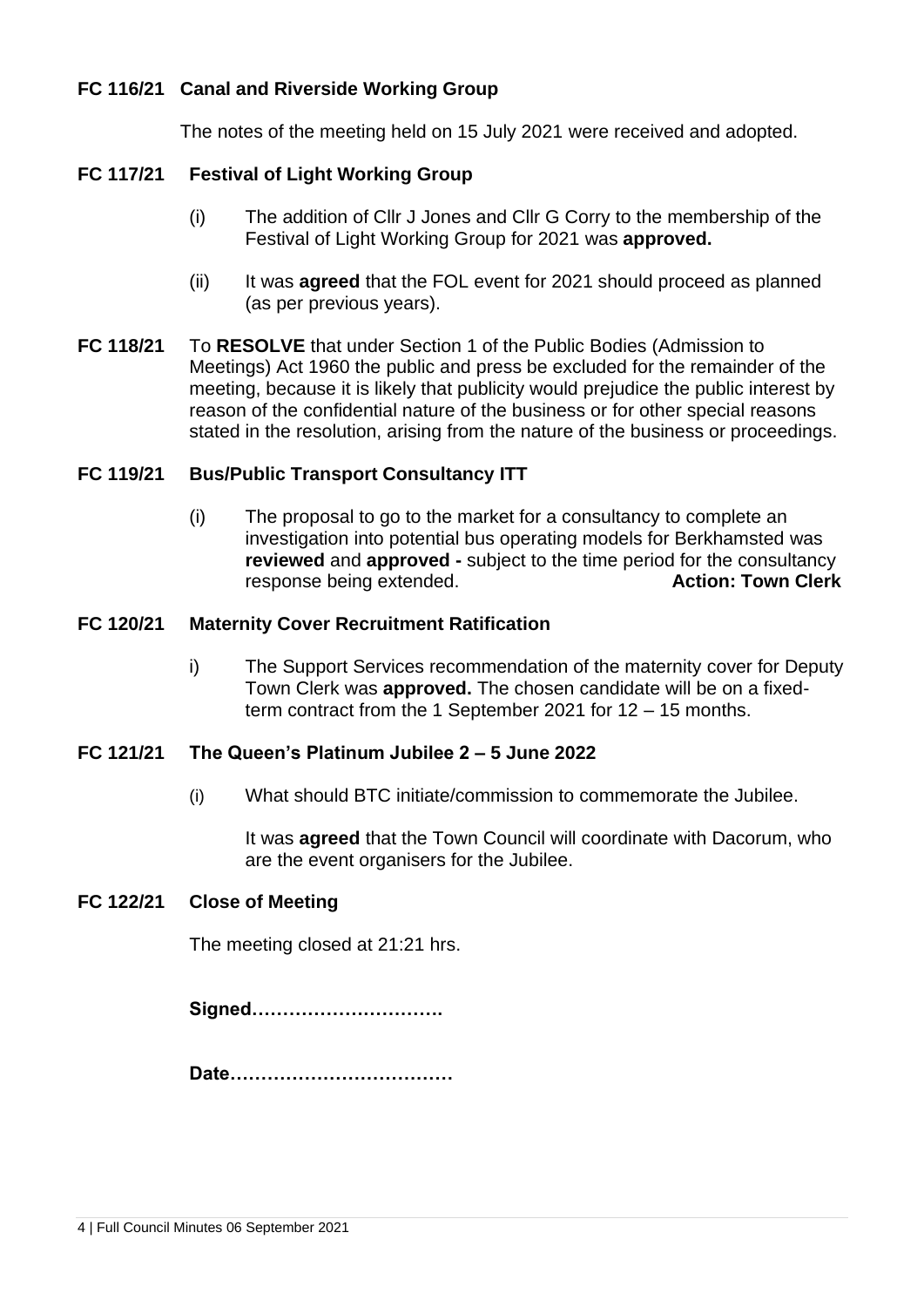**FC 116/21 Canal and Riverside Working Group**

The notes of the meeting held on 15 July 2021 were received and adopted.

**FC 117/21 Festival of Light Working Group**

(i) The addition of Cllr J Jones and Cllr G Corry to the membership of the Festival of Light Working Group for 2021 was **approved.**

(ii) It was **agreed** that the FOL event for 2021 should proceed as planned (as per previous years).

**FC 118/21** To **RESOLVE** that under Section 1 of the Public Bodies (Admission to Meetings) Act 1960 the public and press be excluded for the remainder of the meeting, because it is likely that publicity would prejudice the public interest by reason of the confidential nature of the business or for other special reasons stated in the resolution, arising from the nature of the business or proceedings.

**FC 119/21 Bus/Public Transport Consultancy ITT**

(i) The proposal to go to the market for a consultancy to complete an investigation into potential bus operating models for Berkhamsted was **reviewed** and **approved -** subject to the time period for the consultancy response being extended. **Action: Town Clerk**

**FC 120/21 Maternity Cover Recruitment Ratification**

i) The Support Services recommendation of the maternity cover for Deputy Town Clerk was **approved.** The chosen candidate will be on a fixed-term contract from the 1 September 2021 for 12 – 15 months.

**FC 121/21 The Queen's Platinum Jubilee 2 – 5 June 2022**

(i) What should BTC initiate/commission to commemorate the Jubilee.

It was **agreed** that the Town Council will coordinate with Dacorum, who are the event organisers for the Jubilee.

**FC 122/21 Close of Meeting**

The meeting closed at 21:21 hrs.

**Signed………………………….**

**Date………………………………**